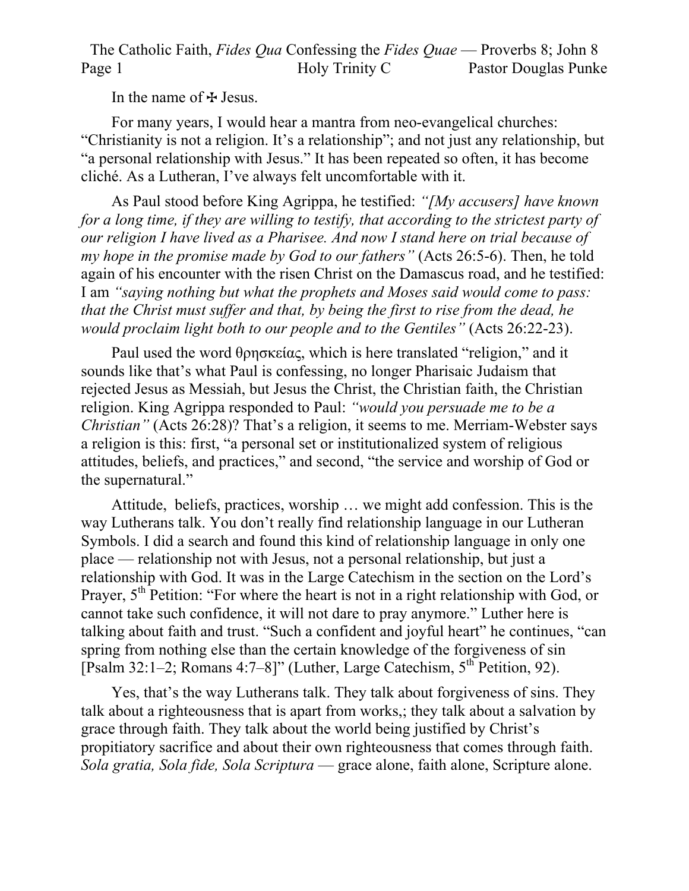# The Catholic Faith, *Fides Qua* Confessing the *Fides Quae* — Proverbs 8; John 8

Holy Trinity C — Pastor Douglas Punke

In the name of ✠ Jesus.

For many years, I would hear a mantra from neo-evangelical churches: "Christianity is not a religion. It's a relationship"; and not just any relationship, but "a personal relationship with Jesus." It has been repeated so often, it has become cliché. As a Lutheran, I've always felt uncomfortable with it.

As Paul stood before King Agrippa, he testified: *"[My accusers] have known for a long time, if they are willing to testify, that according to the strictest party of our religion I have lived as a Pharisee. And now I stand here on trial because of my hope in the promise made by God to our fathers"* (Acts 26:5-6). Then, he told again of his encounter with the risen Christ on the Damascus road, and he testified: I am *"saying nothing but what the prophets and Moses said would come to pass: that the Christ must suffer and that, by being the first to rise from the dead, he would proclaim light both to our people and to the Gentiles"* (Acts 26:22-23).

Paul used the word θρησκείας, which is here translated "religion," and it sounds like that's what Paul is confessing, no longer Pharisaic Judaism that rejected Jesus as Messiah, but Jesus the Christ, the Christian faith, the Christian religion. King Agrippa responded to Paul: *"would you persuade me to be a Christian"* (Acts 26:28)? That's a religion, it seems to me. Merriam-Webster says a religion is this: first, "a personal set or institutionalized system of religious attitudes, beliefs, and practices," and second, "the service and worship of God or the supernatural."

Attitude, beliefs, practices, worship … we might add confession. This is the way Lutherans talk. You don't really find relationship language in our Lutheran Symbols. I did a search and found this kind of relationship language in only one place — relationship not with Jesus, not a personal relationship, but just a relationship with God. It was in the Large Catechism in the section on the Lord's Prayer, 5th Petition: "For where the heart is not in a right relationship with God, or cannot take such confidence, it will not dare to pray anymore." Luther here is talking about faith and trust. "Such a confident and joyful heart" he continues, "can spring from nothing else than the certain knowledge of the forgiveness of sin [Psalm 32:1–2; Romans 4:7–8]" (Luther, Large Catechism, 5th Petition, 92).

Yes, that's the way Lutherans talk. They talk about forgiveness of sins. They talk about a righteousness that is apart from works,; they talk about a salvation by grace through faith. They talk about the world being justified by Christ's propitiatory sacrifice and about their own righteousness that comes through faith. *Sola gratia, Sola fide, Sola Scriptura* — grace alone, faith alone, Scripture alone.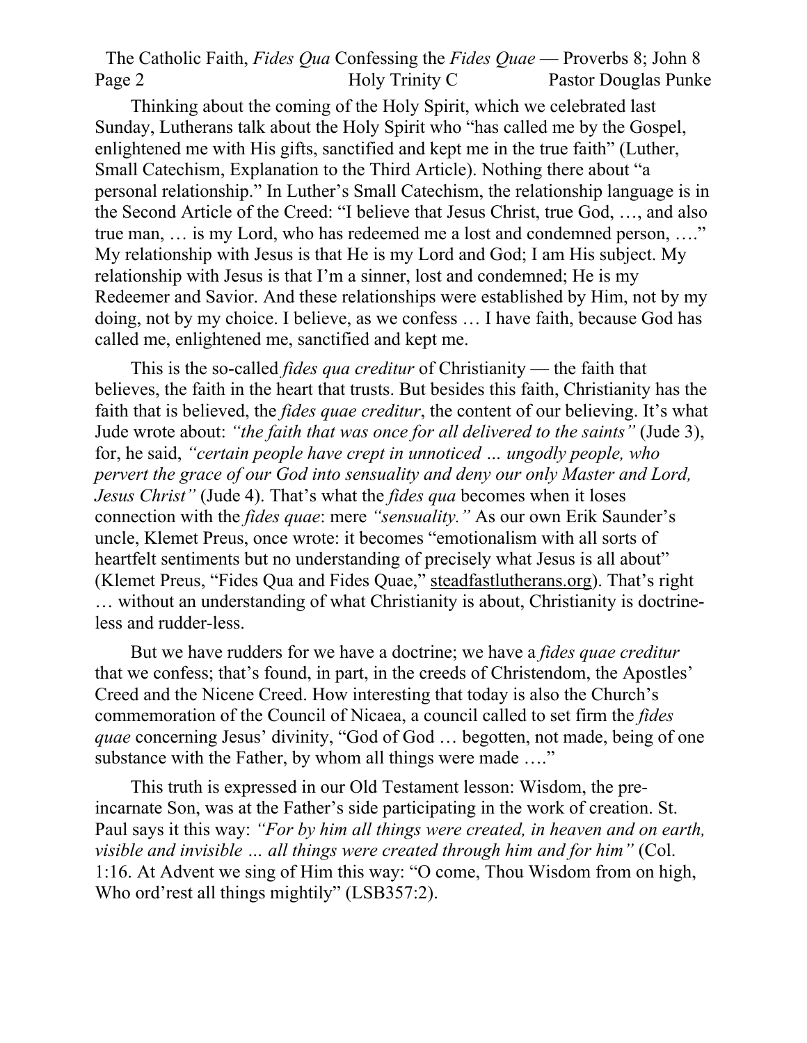Thinking about the coming of the Holy Spirit, which we celebrated last Sunday, Lutherans talk about the Holy Spirit who "has called me by the Gospel, enlightened me with His gifts, sanctified and kept me in the true faith" (Luther, Small Catechism, Explanation to the Third Article). Nothing there about "a personal relationship." In Luther's Small Catechism, the relationship language is in the Second Article of the Creed: "I believe that Jesus Christ, true God, …, and also true man, … is my Lord, who has redeemed me a lost and condemned person, …." My relationship with Jesus is that He is my Lord and God; I am His subject. My relationship with Jesus is that I'm a sinner, lost and condemned; He is my Redeemer and Savior. And these relationships were established by Him, not by my doing, not by my choice. I believe, as we confess … I have faith, because God has called me, enlightened me, sanctified and kept me.

This is the so-called *fides qua creditur* of Christianity — the faith that believes, the faith in the heart that trusts. But besides this faith, Christianity has the faith that is believed, the *fides quae creditur*, the content of our believing. It's what Jude wrote about: *"the faith that was once for all delivered to the saints"* (Jude 3), for, he said, *"certain people have crept in unnoticed … ungodly people, who pervert the grace of our God into sensuality and deny our only Master and Lord, Jesus Christ"* (Jude 4). That's what the *fides qua* becomes when it loses connection with the *fides quae*: mere *"sensuality."* As our own Erik Saunder's uncle, Klemet Preus, once wrote: it becomes "emotionalism with all sorts of heartfelt sentiments but no understanding of precisely what Jesus is all about" (Klemet Preus, "Fides Qua and Fides Quae," steadfastlutherans.org). That's right … without an understanding of what Christianity is about, Christianity is doctrine-less and rudder-less.

But we have rudders for we have a doctrine; we have a *fides quae creditur* that we confess; that's found, in part, in the creeds of Christendom, the Apostles' Creed and the Nicene Creed. How interesting that today is also the Church's commemoration of the Council of Nicaea, a council called to set firm the *fides quae* concerning Jesus' divinity, "God of God … begotten, not made, being of one substance with the Father, by whom all things were made …."

This truth is expressed in our Old Testament lesson: Wisdom, the pre-incarnate Son, was at the Father's side participating in the work of creation. St. Paul says it this way: *"For by him all things were created, in heaven and on earth, visible and invisible … all things were created through him and for him"* (Col. 1:16. At Advent we sing of Him this way: "O come, Thou Wisdom from on high, Who ord'rest all things mightily" (LSB357:2).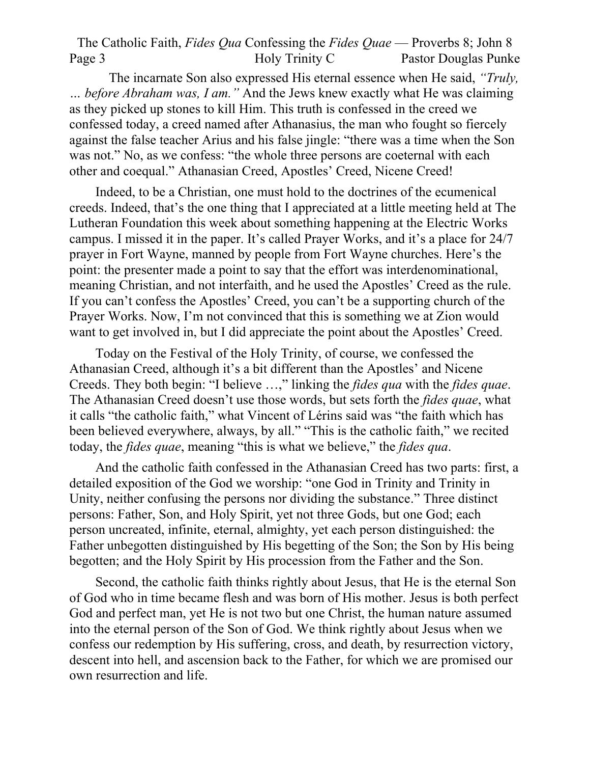The incarnate Son also expressed His eternal essence when He said, *"Truly, … before Abraham was, I am."* And the Jews knew exactly what He was claiming as they picked up stones to kill Him. This truth is confessed in the creed we confessed today, a creed named after Athanasius, the man who fought so fiercely against the false teacher Arius and his false jingle: "there was a time when the Son was not." No, as we confess: "the whole three persons are coeternal with each other and coequal." Athanasian Creed, Apostles' Creed, Nicene Creed!

Indeed, to be a Christian, one must hold to the doctrines of the ecumenical creeds. Indeed, that's the one thing that I appreciated at a little meeting held at The Lutheran Foundation this week about something happening at the Electric Works campus. I missed it in the paper. It's called Prayer Works, and it's a place for 24/7 prayer in Fort Wayne, manned by people from Fort Wayne churches. Here's the point: the presenter made a point to say that the effort was interdenominational, meaning Christian, and not interfaith, and he used the Apostles' Creed as the rule. If you can't confess the Apostles' Creed, you can't be a supporting church of the Prayer Works. Now, I'm not convinced that this is something we at Zion would want to get involved in, but I did appreciate the point about the Apostles' Creed.

Today on the Festival of the Holy Trinity, of course, we confessed the Athanasian Creed, although it's a bit different than the Apostles' and Nicene Creeds. They both begin: "I believe …," linking the *fides qua* with the *fides quae*. The Athanasian Creed doesn't use those words, but sets forth the *fides quae*, what it calls "the catholic faith," what Vincent of Lérins said was "the faith which has been believed everywhere, always, by all." "This is the catholic faith," we recited today, the *fides quae*, meaning "this is what we believe," the *fides qua*.

And the catholic faith confessed in the Athanasian Creed has two parts: first, a detailed exposition of the God we worship: "one God in Trinity and Trinity in Unity, neither confusing the persons nor dividing the substance." Three distinct persons: Father, Son, and Holy Spirit, yet not three Gods, but one God; each person uncreated, infinite, eternal, almighty, yet each person distinguished: the Father unbegotten distinguished by His begetting of the Son; the Son by His being begotten; and the Holy Spirit by His procession from the Father and the Son.

Second, the catholic faith thinks rightly about Jesus, that He is the eternal Son of God who in time became flesh and was born of His mother. Jesus is both perfect God and perfect man, yet He is not two but one Christ, the human nature assumed into the eternal person of the Son of God. We think rightly about Jesus when we confess our redemption by His suffering, cross, and death, by resurrection victory, descent into hell, and ascension back to the Father, for which we are promised our own resurrection and life.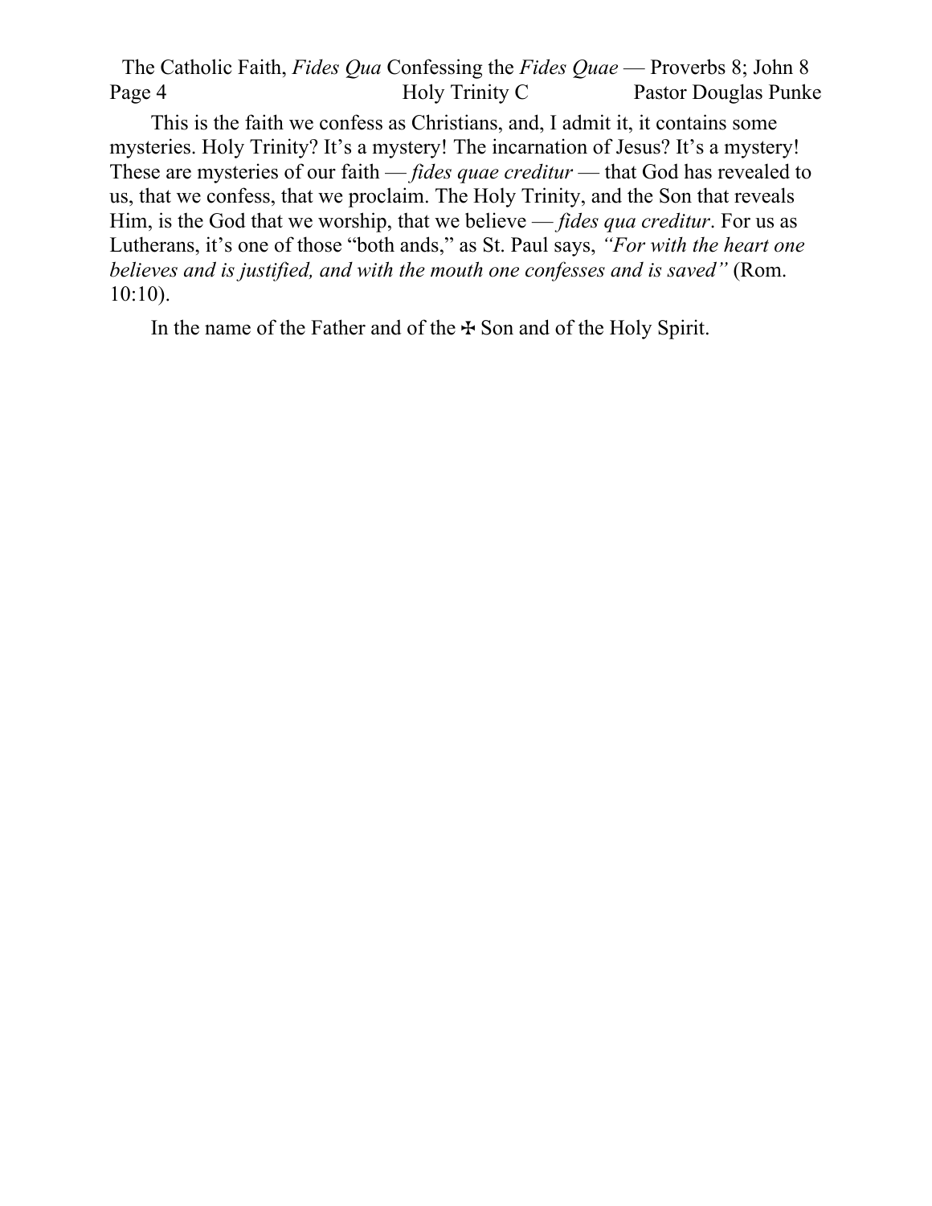This is the faith we confess as Christians, and, I admit it, it contains some mysteries. Holy Trinity? It's a mystery! The incarnation of Jesus? It's a mystery! These are mysteries of our faith — *fides quae creditur* — that God has revealed to us, that we confess, that we proclaim. The Holy Trinity, and the Son that reveals Him, is the God that we worship, that we believe — *fides qua creditur*. For us as Lutherans, it's one of those "both ands," as St. Paul says, *"For with the heart one believes and is justified, and with the mouth one confesses and is saved"* (Rom. 10:10).

In the name of the Father and of the ✠ Son and of the Holy Spirit.